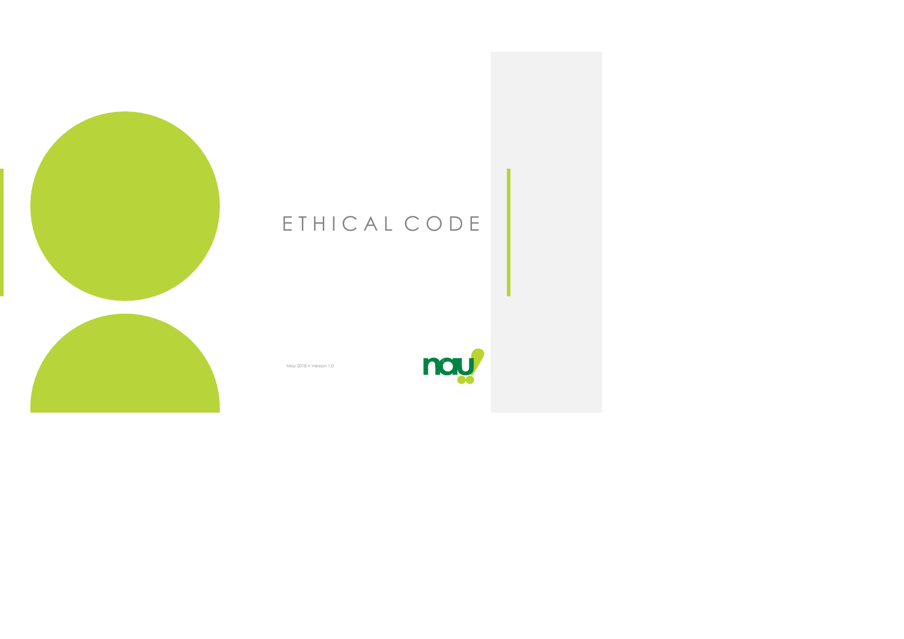# ETHICAL CODE

May 2018 • Version 1.0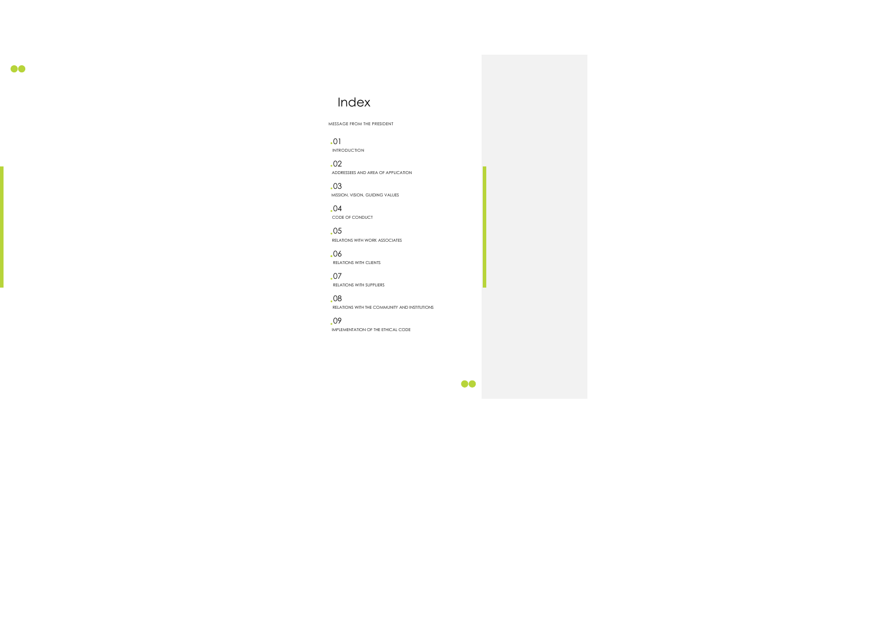# Index

MESSAGE FROM THE PRESIDENT

01
INTRODUCTION

02
ADDRESSEES AND AREA OF APPLICATION

03
MISSION, VISION, GUIDING VALUES

04
CODE OF CONDUCT

05
RELATIONS WITH WORK ASSOCIATES

06
RELATIONS WITH CLIENTS

07
RELATIONS WITH SUPPLIERS

08
RELATIONS WITH THE COMMUNITY AND INSTITUTIONS

09
IMPLEMENTATION OF THE ETHICAL CODE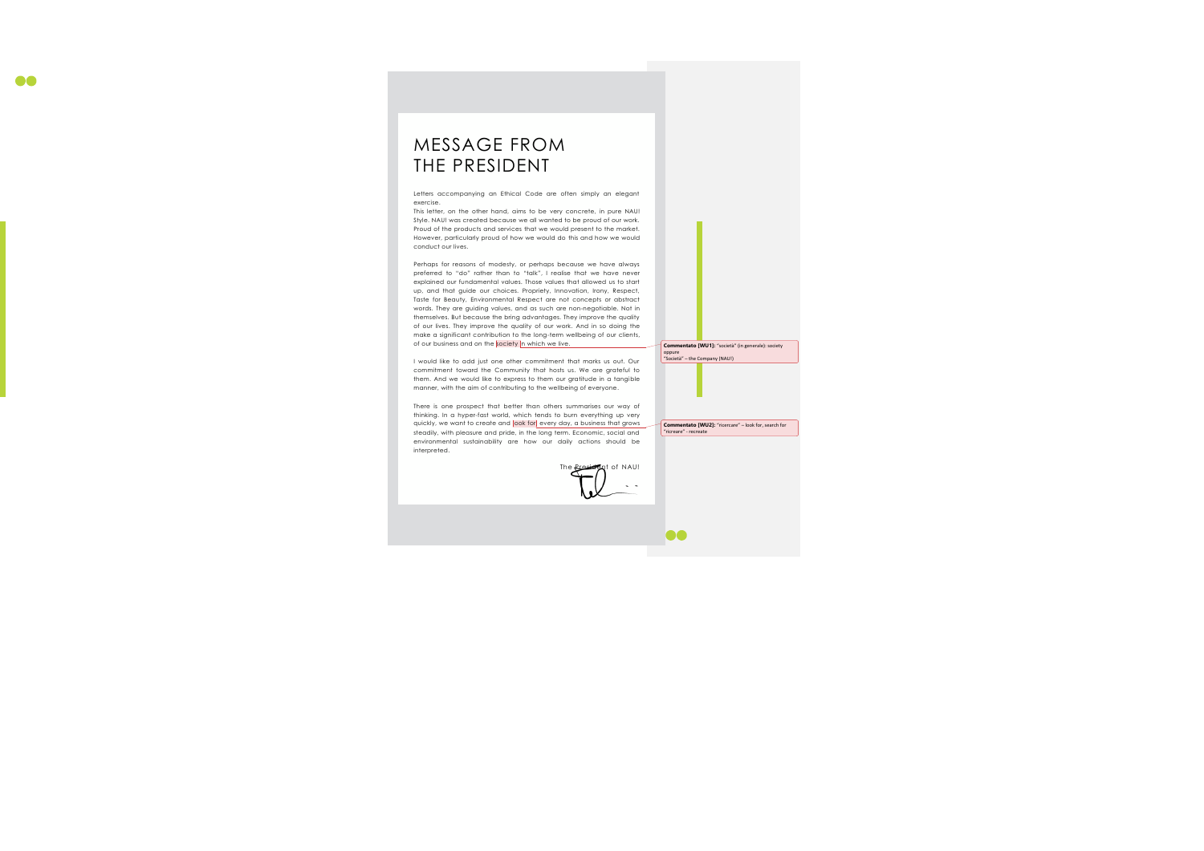# MESSAGE FROM THE PRESIDENT

Letters accompanying an Ethical Code are often simply an elegant exercise.

This letter, on the other hand, aims to be very concrete, in pure NAU! Style. NAU! was created because we all wanted to be proud of our work. Proud of the products and services that we would present to the market. However, particularly proud of how we would do this and how we would conduct our lives.

Perhaps for reasons of modesty, or perhaps because we have always preferred to "do" rather than to "talk", I realise that we have never explained our fundamental values. Those values that allowed us to start up, and that guide our choices. Propriety, Innovation, Irony, Respect, Taste for Beauty, Environmental Respect are not concepts or abstract words. They are guiding values, and as such are non-negotiable. Not in themselves. But because the bring advantages. They improve the quality of our lives. They improve the quality of our work. And in so doing the make a significant contribution to the long-term wellbeing of our clients, of our business and on the society in which we live.

I would like to add just one other commitment that marks us out. Our commitment toward the Community that hosts us. We are grateful to them. And we would like to express to them our gratitude in a tangible manner, with the aim of contributing to the wellbeing of everyone.

There is one prospect that better than others summarises our way of thinking. In a hyper-fast world, which tends to burn everything up very quickly, we want to create and look for every day, a business that grows steadily, with pleasure and pride, in the long term. Economic, social and environmental sustainability are how our daily actions should be interpreted.

The President of NAU!

**Commentato [WU1]:** "società" (in generale): society oppure "Società" – the Company (NAU!)

**Commentato [WU2]:** "ricercare" – look for, search for "ricreare" - recreate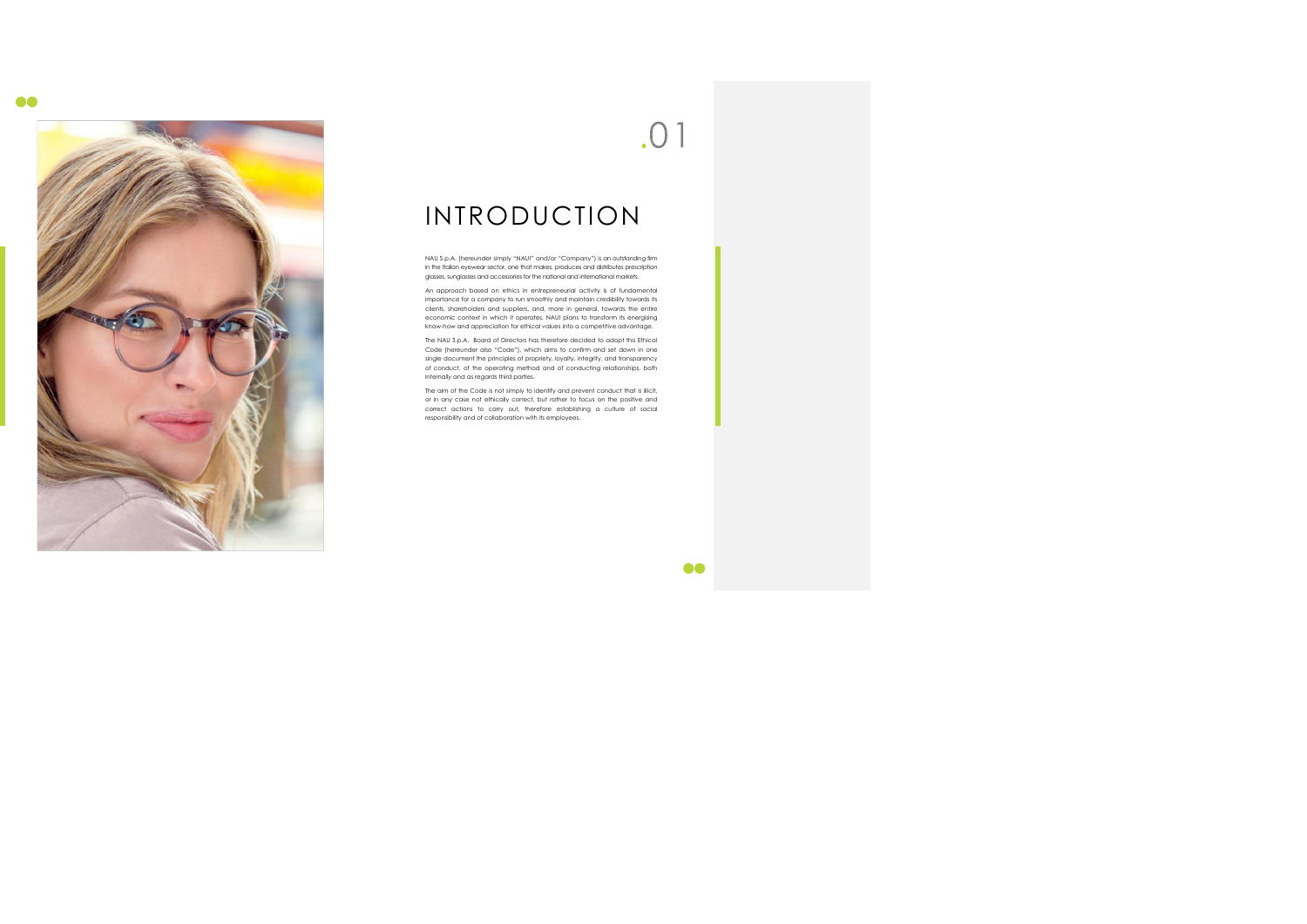.01

# INTRODUCTION

NAU S.p.A. (hereunder simply "NAU!" and/or "Company") is an outstanding firm in the Italian eyewear sector, one that makes, produces and distributes prescription glasses, sunglasses and accessories for the national and international markets.

An approach based on ethics in entrepreneurial activity is of fundamental importance for a company to run smoothly and maintain credibility towards its clients, shareholders and suppliers, and, more in general, towards the entire economic context in which it operates. NAU! plans to transform its energising know-how and appreciation for ethical values into a competitive advantage.

The NAU S.p.A. Board of Directors has therefore decided to adopt this Ethical Code (hereunder also "Code"), which aims to confirm and set down in one single document the principles of propriety, loyalty, integrity, and transparency of conduct, of the operating method and of conducting relationships, both internally and as regards third parties.

The aim of the Code is not simply to identify and prevent conduct that is illicit, or in any case not ethically correct, but rather to focus on the positive and correct actions to carry out, therefore establishing a culture of social responsibility and of collaboration with its employees.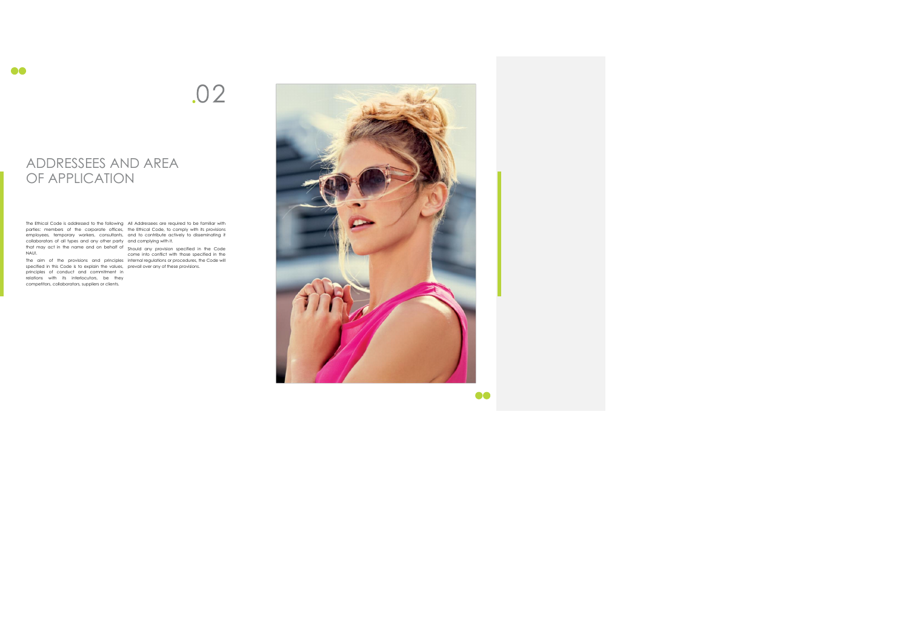.02

# ADDRESSEES AND AREA OF APPLICATION

The Ethical Code is addressed to the following parties: members of the corporate offices, employees, temporary workers, consultants, collaborators of all types and any other party that may act in the name and on behalf of NAUI.

The aim of the provisions and principles specified in this Code is to explain the values, principles of conduct and commitment in relations with its interlocutors, be they competitors, collaborators, suppliers or clients.

All Addressees are required to be familiar with the Ethical Code, to comply with its provisions and to contribute actively to disseminating it and complying with it.

Should any provision specified in the Code come into conflict with those specified in the internal regulations or procedures, the Code will prevail over any of these provisions.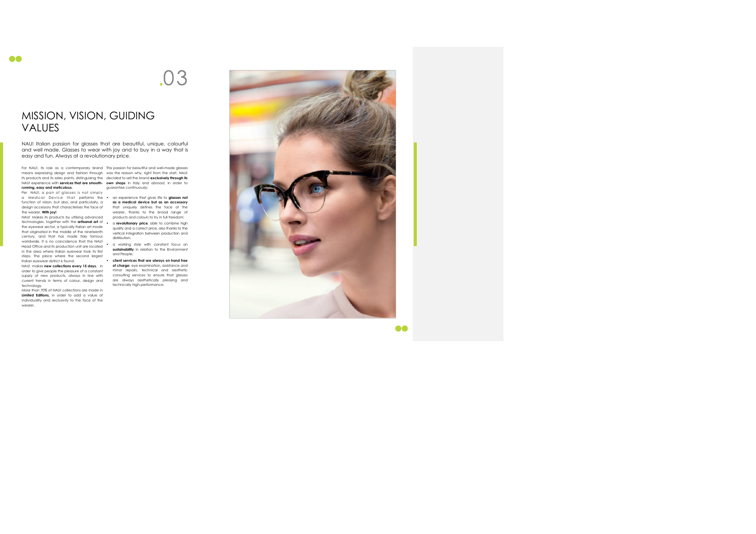.03

# MISSION, VISION, GUIDING VALUES

NAU! Italian passion for glasses that are beautiful, unique, colourful and well made. Glasses to wear with joy and to buy in a way that is easy and fun. Always at a revolutionary price.

For NAU!, its role as a contemporary brand means expressing design and fashion through its products and its sales points, distinguishing the NAU! experience with **services that are smooth-running, easy and meticulous.**

Per NAU!, a pair of glasses is not simply a Medical Device that performs the function of vision, but also, and particularly, a design accessory that characterises the face of the wearer. **With joy!**

NAU! Makes its products by utilising advanced technologies, together with the **artisanal art** of the eyewear sector, a typically Italian art mode that originated in the middle of the nineteenth century, and that has made Italy famous worldwide. It is no coincidence that the NAU! Head Office and its production unit are located in the area where Italian eyewear took its first steps. The place where the second largest Italian eyewear district is found.

NAU! makes **new collections every 15 days**, in order to give people the pleasure of a constant supply of new products, always in line with current trends in terms of colour, design and technology.

More than 70% of NAU! collections are made in **Limited Editions**, in order to add a value of individuality and exclusivity to the face of the wearer.

This passion for beautiful and well-made glasses was the reason why, right from the start, NAU! decided to sell the brand **exclusively through its own shops** in Italy and abroad, in order to guarantee continuously:

- an experience that gives life to **glasses not as a medical device but as an accessory** that uniquely defines the face of the wearer, thanks to the broad range of products and colours to try in full freedom;
- a **revolutionary price**, able to combine high quality and a correct price, also thanks to the vertical integration between production and distribution;
- a working style with constant focus on **sustainability** in relation to the Environment and People;
- **client services that are always on hand free of charge:** eye examination, assistance and minor repairs, technical and aesthetic consulting services to ensure that glasses are always aesthetically pleasing and technically high-performance.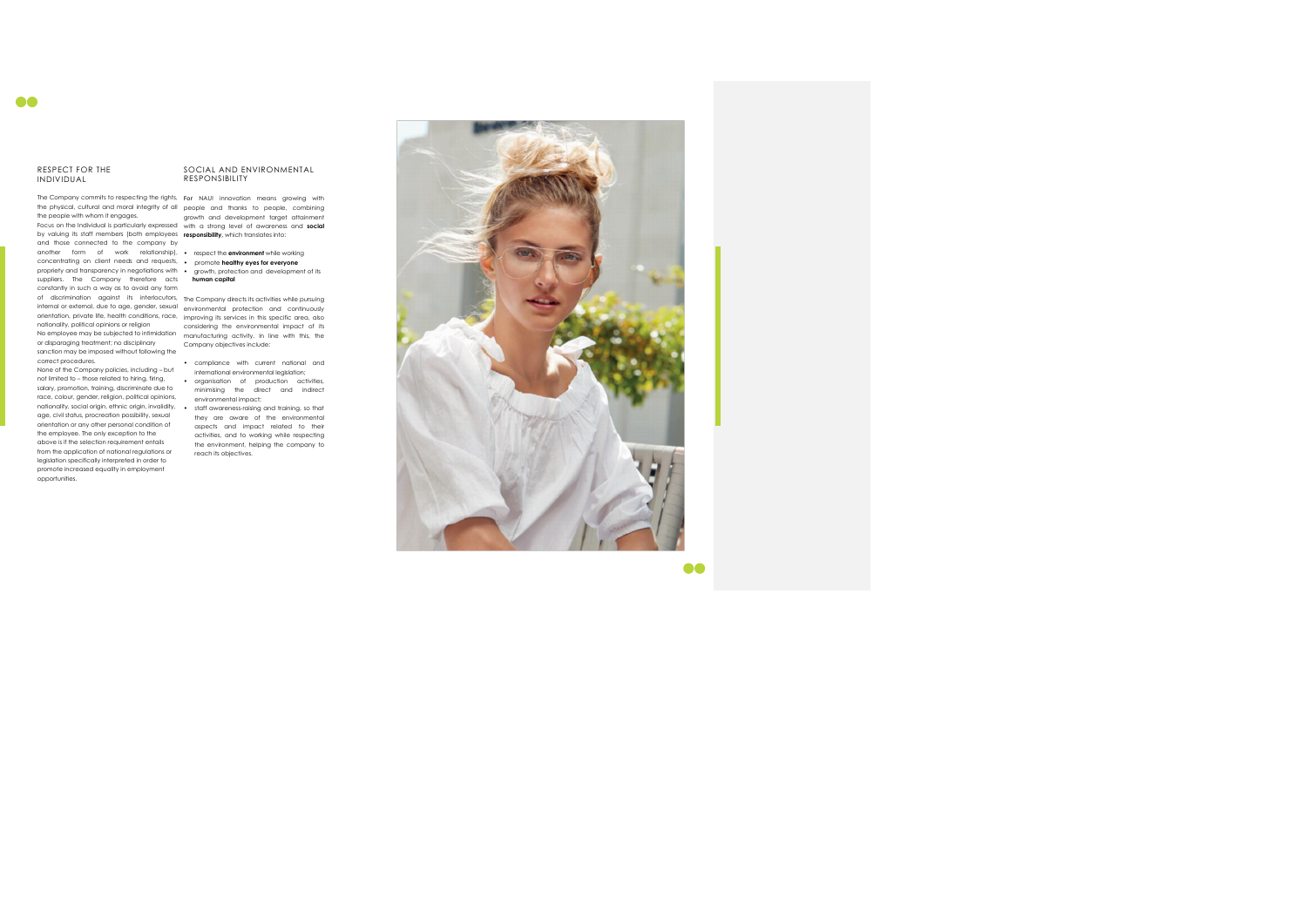## RESPECT FOR THE INDIVIDUAL

The Company commits to respecting the rights, the physical, cultural and moral integrity of all the people with whom it engages.

Focus on the Individual is particularly expressed by valuing its staff members (both employees and those connected to the company by another form of work relationship), concentrating on client needs and requests, propriety and transparency in negotiations with suppliers. The Company therefore acts constantly in such a way as to avoid any form of discrimination against its interlocutors, internal or external, due to age, gender, sexual orientation, private life, health conditions, race, nationality, political opinions or religion

No employee may be subjected to intimidation or disparaging treatment; no disciplinary sanction may be imposed without following the correct procedures.

None of the Company policies, including – but not limited to – those related to hiring, firing, salary, promotion, training, discriminate due to race, colour, gender, religion, political opinions, nationality, social origin, ethnic origin, invalidity, age, civil status, procreation possibility, sexual orientation or any other personal condition of the employee. The only exception to the above is if the selection requirement entails from the application of national regulations or legislation specifically interpreted in order to promote increased equality in employment opportunities.

## SOCIAL AND ENVIRONMENTAL RESPONSIBILITY

For NAU! innovation means growing with people and thanks to people, combining growth and development target attainment with a strong level of awareness and **social responsibility**, which translates into:

- respect the **environment** while working
- promote **healthy eyes for everyone**
- growth, protection and development of its **human capital**

The Company directs its activities while pursuing environmental protection and continuously improving its services in this specific area, also considering the environmental impact of its manufacturing activity. In line with this, the Company objectives include:

- compliance with current national and international environmental legislation;
- organisation of production activities, minimising the direct and indirect environmental impact;
- staff awareness-raising and training, so that they are aware of the environmental aspects and impact related to their activities, and to working while respecting the environment, helping the company to reach its objectives.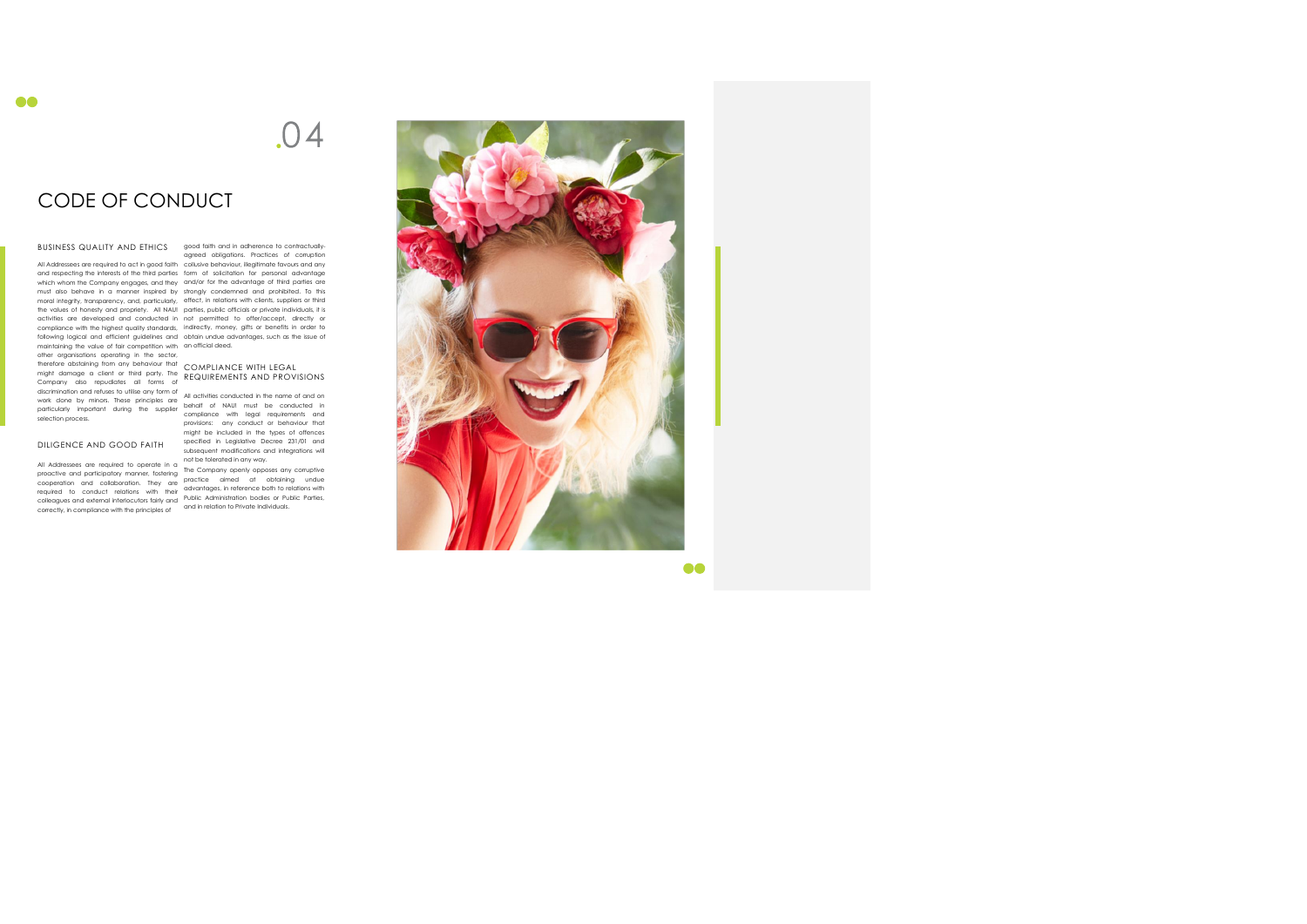.04

# CODE OF CONDUCT

## BUSINESS QUALITY AND ETHICS

All Addressees are required to act in good faith and respecting the interests of the third parties which whom the Company engages, and they must also behave in a manner inspired by moral integrity, transparency, and, particularly, the values of honesty and propriety. All NAU! activities are developed and conducted in compliance with the highest quality standards, following logical and efficient guidelines and maintaining the value of fair competition with other organisations operating in the sector, therefore abstaining from any behaviour that might damage a client or third party. The Company also repudiates all forms of discrimination and refuses to utilise any form of work done by minors. These principles are particularly important during the supplier selection process.

## DILIGENCE AND GOOD FAITH

All Addressees are required to operate in a proactive and participatory manner, fostering cooperation and collaboration. They are required to conduct relations with their colleagues and external interlocutors fairly and correctly, in compliance with the principles of good faith and in adherence to contractually-agreed obligations. Practices of corruption collusive behaviour, illegitimate favours and any form of solicitation for personal advantage and/or for the advantage of third parties are strongly condemned and prohibited. To this effect, in relations with clients, suppliers or third parties, public officials or private individuals, it is not permitted to offer/accept, directly or indirectly, money, gifts or benefits in order to obtain undue advantages, such as the issue of an official deed.

## COMPLIANCE WITH LEGAL REQUIREMENTS AND PROVISIONS

All activities conducted in the name of and on behalf of NAU! must be conducted in compliance with legal requirements and provisions: any conduct or behaviour that might be included in the types of offences specified in Legislative Decree 231/01 and subsequent modifications and integrations will not be tolerated in any way.

The Company openly opposes any corruptive practice aimed at obtaining undue advantages, in reference both to relations with Public Administration bodies or Public Parties, and in relation to Private Individuals.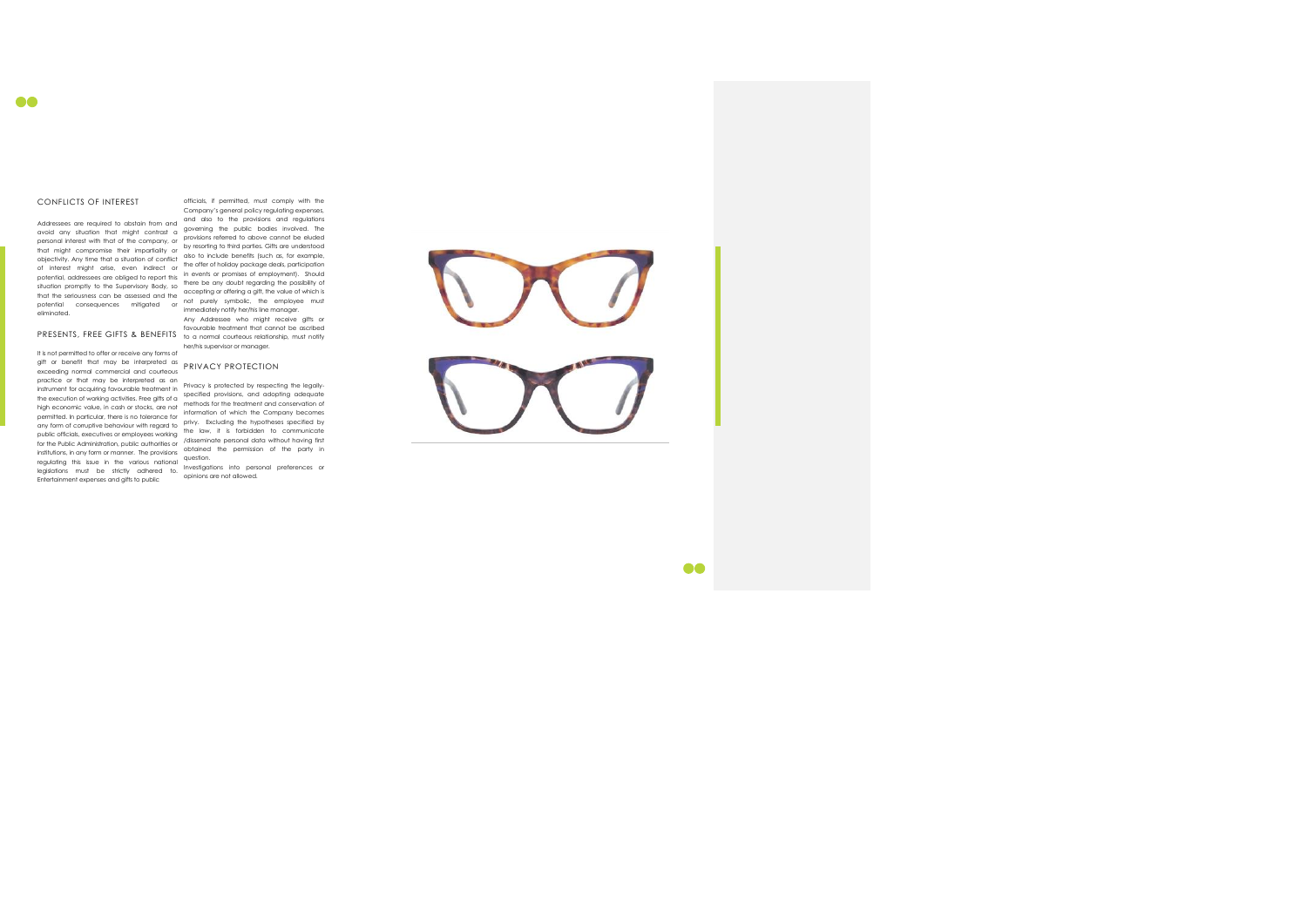## CONFLICTS OF INTEREST

Addressees are required to abstain from and avoid any situation that might contrast a personal interest with that of the company, or that might compromise their impartiality or objectivity. Any time that a situation of conflict of interest might arise, even indirect or potential, addressees are obliged to report this situation promptly to the Supervisory Body, so that the seriousness can be assessed and the potential consequences mitigated or eliminated.

## PRESENTS, FREE GIFTS & BENEFITS

It is not permitted to offer or receive any forms of gift or benefit that may be interpreted as exceeding normal commercial and courteous practice or that may be interpreted as an instrument for acquiring favourable treatment in the execution of working activities. Free gifts of a high economic value, in cash or stocks, are not permitted. In particular, there is no tolerance for any form of corruptive behaviour with regard to public officials, executives or employees working for the Public Administration, public authorities or institutions, in any form or manner. The provisions regulating this issue in the various national legislations must be strictly adhered to. Entertainment expenses and gifts to public officials, if permitted, must comply with the Company's general policy regulating expenses, and also to the provisions and regulations governing the public bodies involved. The provisions referred to above cannot be eluded by resorting to third parties. Gifts are understood also to include benefits (such as, for example, the offer of holiday package deals, participation in events or promises of employment). Should there be any doubt regarding the possibility of accepting or offering a gift, the value of which is not purely symbolic, the employee must immediately notify her/his line manager.

Any Addressee who might receive gifts or favourable treatment that cannot be ascribed to a normal courteous relationship, must notify her/his supervisor or manager.

## PRIVACY PROTECTION

Privacy is protected by respecting the legally-specified provisions, and adopting adequate methods for the treatment and conservation of information of which the Company becomes privy. Excluding the hypotheses specified by the law, it is forbidden to communicate /disseminate personal data without having first obtained the permission of the party in question.

Investigations into personal preferences or opinions are not allowed.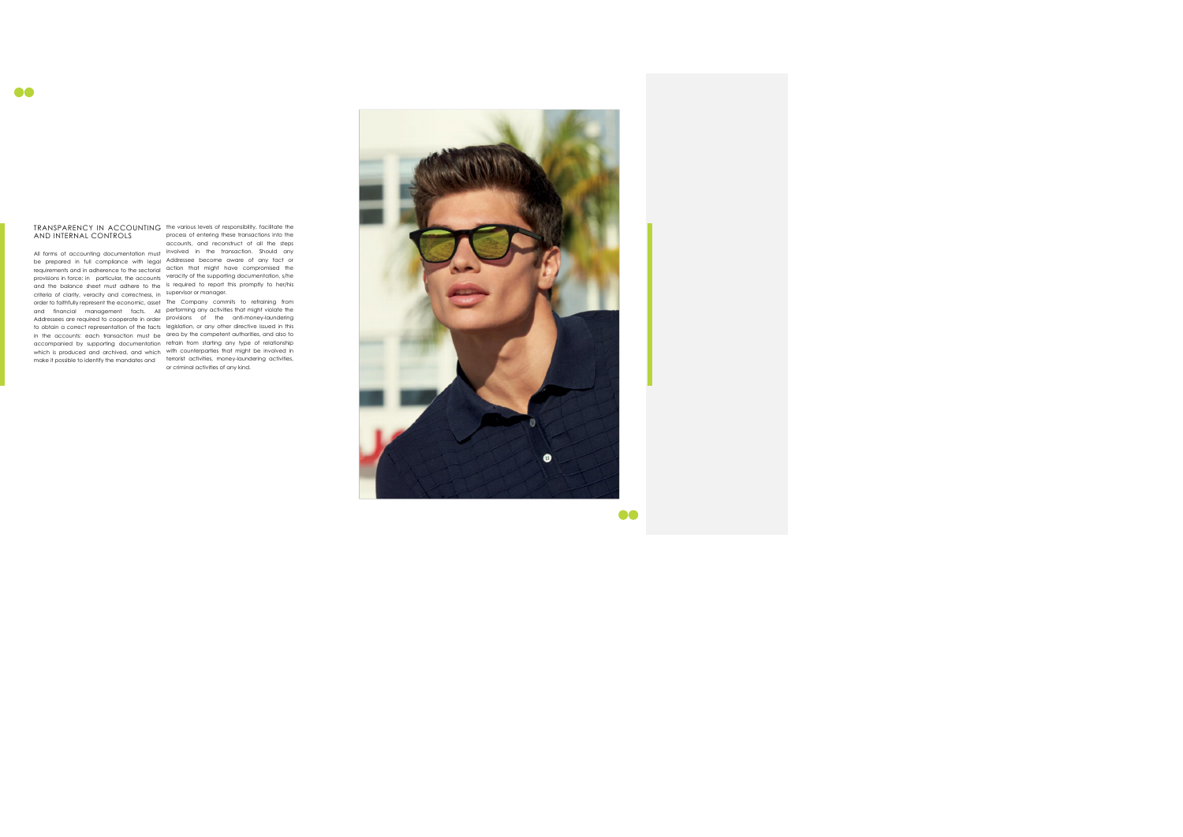## TRANSPARENCY IN ACCOUNTING AND INTERNAL CONTROLS

All forms of accounting documentation must be prepared in full compliance with legal requirements and in adherence to the sectorial provisions in force: in particular, the accounts and the balance sheet must adhere to the criteria of clarity, veracity and correctness, in order to faithfully represent the economic, asset and financial management facts. All Addressees are required to cooperate in order to obtain a correct representation of the facts in the accounts: each transaction must be accompanied by supporting documentation which is produced and archived, and which make it possible to identify the mandates and the various levels of responsibility, facilitate the process of entering these transactions into the accounts, and reconstruct of all the steps involved in the transaction. Should any Addressee become aware of any fact or action that might have compromised the veracity of the supporting documentation, s/he is required to report this promptly to her/his supervisor or manager.

The Company commits to refraining from performing any activities that might violate the provisions of the anti-money-laundering legislation, or any other directive issued in this area by the competent authorities, and also to refrain from starting any type of relationship with counterparties that might be involved in terrorist activities, money-laundering activities, or criminal activities of any kind.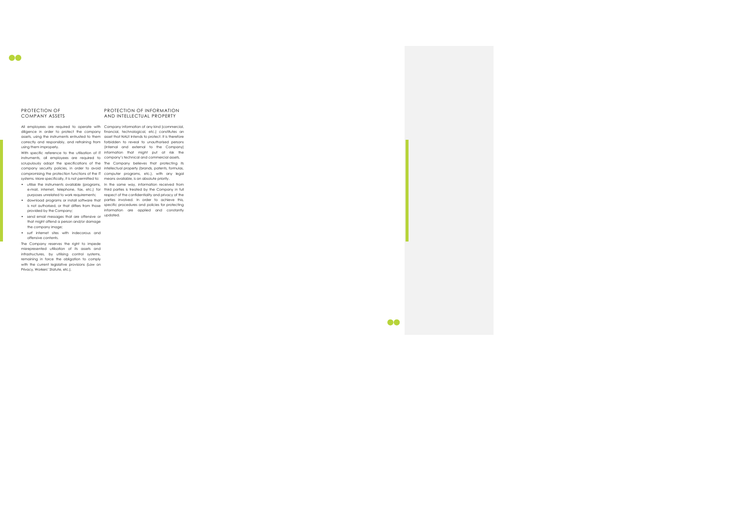## PROTECTION OF COMPANY ASSETS

All employees are required to operate with diligence in order to protect the company assets, using the instruments entrusted to them correctly and responsibly, and refraining from using them improperly.

With specific reference to the utilisation of IT instruments, all employees are required to scrupulously adopt the specifications of the company security policies, in order to avoid compromising the protection functions of the IT systems. More specifically, it is not permitted to:

- utilise the instruments available (programs, e-mail, internet, telephone, fax, etc.) for purposes unrelated to work requirements;
- download programs or install software that is not authorised, or that differs from those provided by the Company;
- send email messages that are offensive or that might offend a person and/or damage the company image;
- surf internet sites with indecorous and offensive contents.

The Company reserves the right to impede misrepresented utilisation of its assets and infrastructures, by utilising control systems, remaining in force the obligation to comply with the current legislative provisions (Law on Privacy, Workers' Statute, etc.).

## PROTECTION OF INFORMATION AND INTELLECTUAL PROPERTY

Company information of any kind (commercial, financial, technological, etc.) constitutes an asset that NAUI intends to protect. It is therefore forbidden to reveal to unauthorised persons (internal and external to the Company) information that might put at risk the company's technical and commercial assets.

The Company believes that protecting its intellectual property (brands, patents, formulas, computer programs, etc.), with any legal means available, is an absolute priority.

In the same way, information received from third parties is treated by the Company in full respect of the confidentiality and privacy of the parties involved. In order to achieve this, specific procedures and policies for protecting information are applied and constantly updated.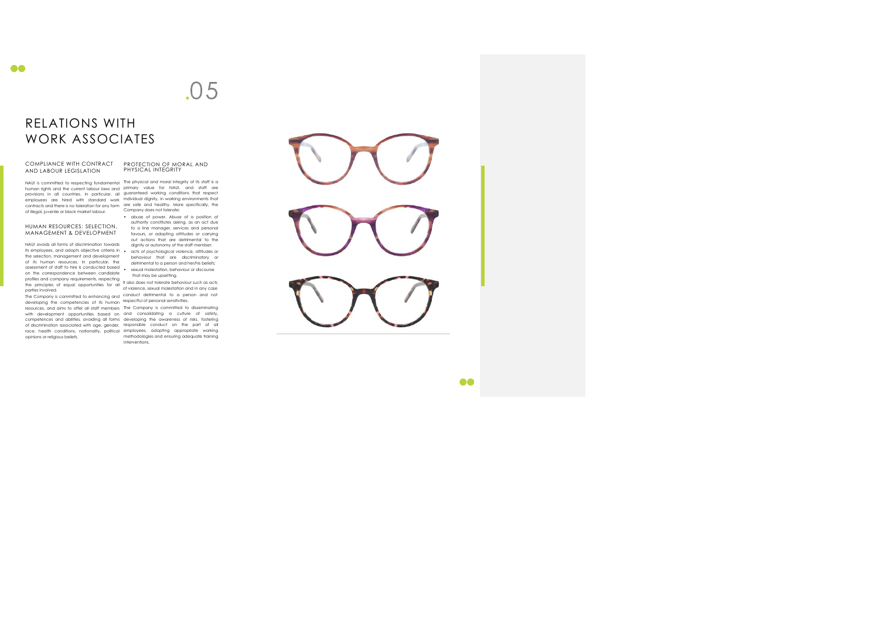.05

# RELATIONS WITH WORK ASSOCIATES

### COMPLIANCE WITH CONTRACT AND LABOUR LEGISLATION

NAU! is committed to respecting fundamental human rights and the current labour laws and provisions in all countries. In particular, all employees are hired with standard work contracts and there is no toleration for any form of illegal, juvenile or black market labour.

### HUMAN RESOURCES: SELECTION, MANAGEMENT & DEVELOPMENT

NAU! avoids all forms of discrimination towards its employees, and adopts objective criteria in the selection, management and development of its human resources. In particular, the assessment of staff to hire is conducted based on the correspondence between candidate profiles and company requirements, respecting the principles of equal opportunities for all parties involved.

The Company is committed to enhancing and developing the competencies of its human resources, and aims to offer all staff members with development opportunities based on competences and abilities, avoiding all forms of discrimination associated with age, gender, race, health conditions, nationality, political opinions or religious beliefs.

### PROTECTION OF MORAL AND PHYSICAL INTEGRITY

The physical and moral integrity of its staff is a primary value for NAU!, and staff are guaranteed working conditions that respect individual dignity, in working environments that are safe and healthy. More specifically, the Company does not tolerate:

- abuse of power. Abuse of a position of authority constitutes asking, as an act due to a line manager, services and personal favours, or adopting attitudes or carrying out actions that are detrimental to the dignity or autonomy of the staff member;
- acts of psychological violence, attitudes or behaviour that are discriminatory or detrimental to a person and her/his beliefs;
- sexual molestation, behaviour or discourse that may be upsetting.

It also does not tolerate behaviour such as acts of violence, sexual molestation and in any case conduct detrimental to a person and not respectful of personal sensitivities.

The Company is committed to disseminating and consolidating a culture of safety, developing the awareness of risks, fostering responsible conduct on the part of all employees, adopting appropriate working methodologies and ensuring adequate training interventions.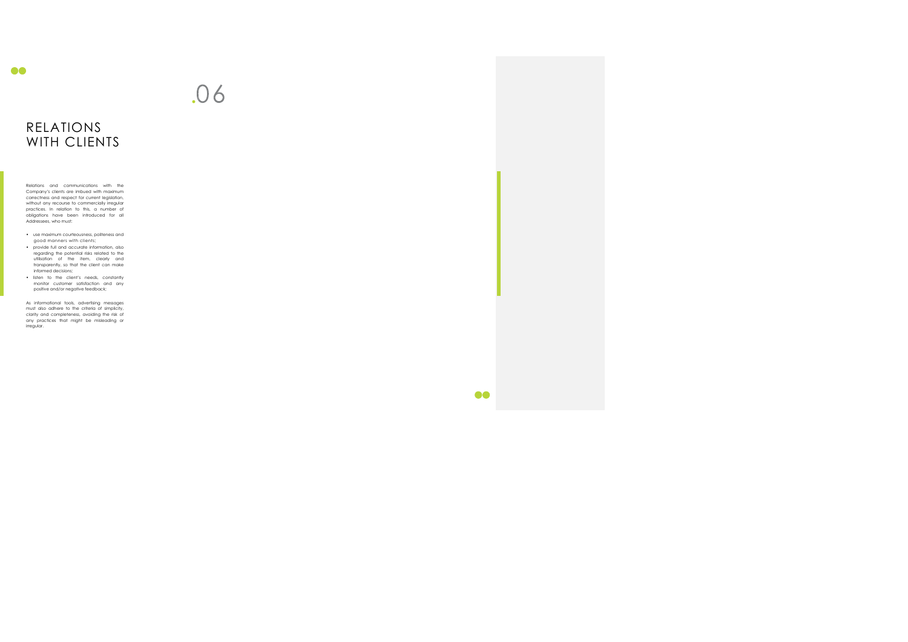.06

# RELATIONS WITH CLIENTS

Relations and communications with the Company's clients are imbued with maximum correctness and respect for current legislation, without any recourse to commercially irregular practices. In relation to this, a number of obligations have been introduced for all Addressees, who must:

- use maximum courteousness, politeness and good manners with clients;
- provide full and accurate information, also regarding the potential risks related to the utilisation of the item, clearly and transparently, so that the client can make informed decisions;
- listen to the client's needs, constantly monitor customer satisfaction and any positive and/or negative feedback;

As informational tools, advertising messages must also adhere to the criteria of simplicity, clarity and completeness, avoiding the risk of any practices that might be misleading or irregular.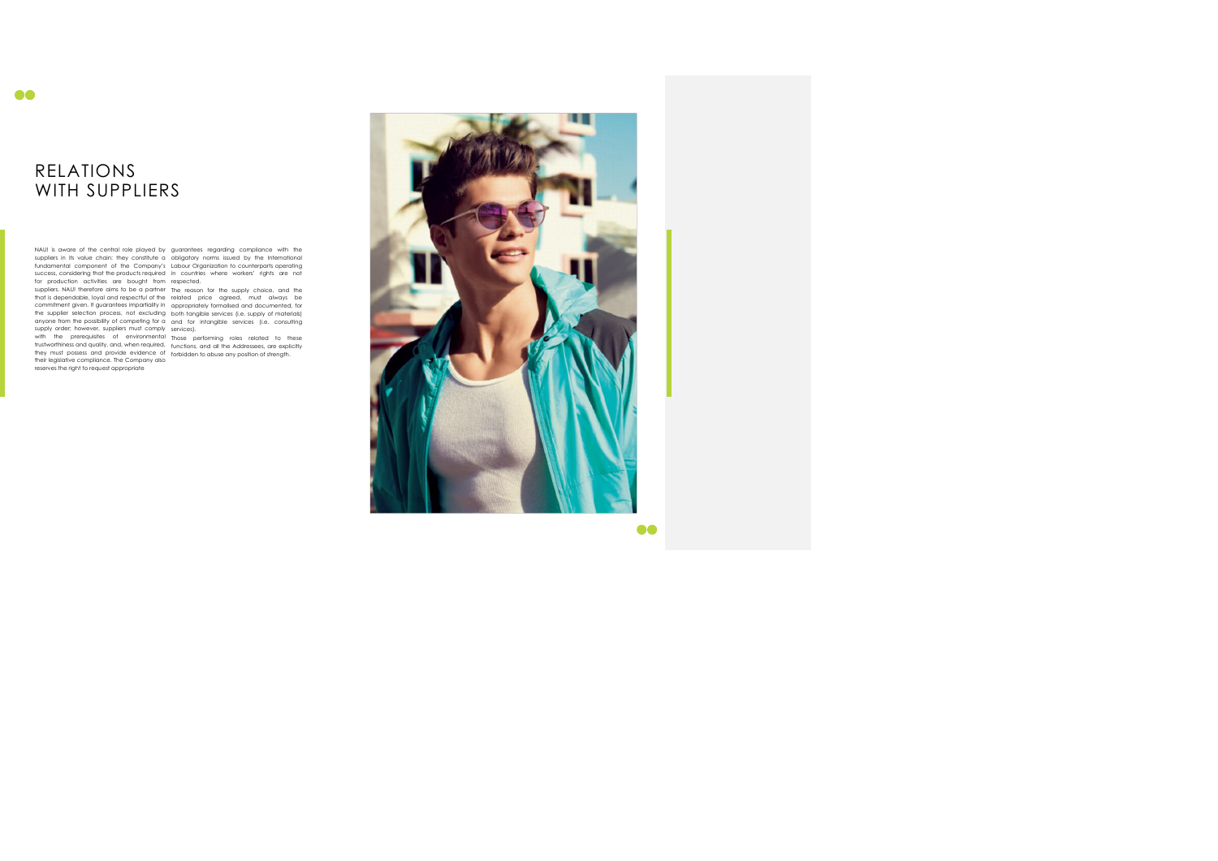# RELATIONS WITH SUPPLIERS

NAUI is aware of the central role played by suppliers in its value chain: they constitute a fundamental component of the Company's success, considering that the products required for production activities are bought from suppliers. NAUI therefore aims to be a partner that is dependable, loyal and respectful of the commitment given. It guarantees impartiality in the supplier selection process, not excluding anyone from the possibility of competing for a supply order; however, suppliers must comply with the prerequisites of environmental trustworthiness and quality, and, when required, they must possess and provide evidence of their legislative compliance. The Company also reserves the right to request appropriate guarantees regarding compliance with the obligatory norms issued by the International Labour Organization to counterparts operating in countries where workers' rights are not respected.

The reason for the supply choice, and the related price agreed, must always be appropriately formalised and documented, for both tangible services (i.e. supply of materials) and for intangible services (i.e. consulting services).

Those performing roles related to these functions, and all the Addressees, are explicitly forbidden to abuse any position of strength.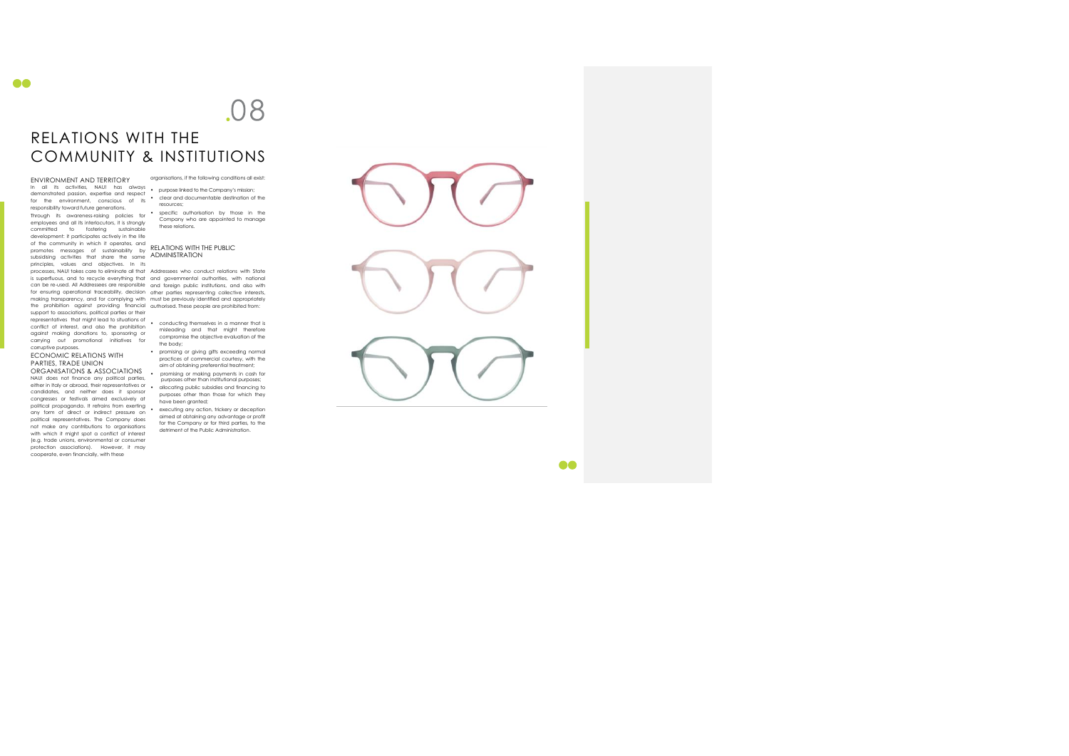# .08 RELATIONS WITH THE COMMUNITY & INSTITUTIONS

## ENVIRONMENT AND TERRITORY

In all its activities, NAUI has always demonstrated passion, expertise and respect for the environment, conscious of its responsibility toward future generations.

Through its awareness-raising policies for employees and all its interlocutors, it is strongly committed to fostering sustainable development: it participates actively in the life of the community in which it operates, and promotes messages of sustainability by subsidising activities that share the same principles, values and objectives. In its processes, NAUI takes care to eliminate all that is superfluous, and to recycle everything that can be re-used. All Addressees are responsible for ensuring operational traceability, decision making transparency, and for complying with the prohibition against providing financial support to associations, political parties or their representatives that might lead to situations of conflict of interest, and also the prohibition against making donations to, sponsoring or carrying out promotional initiatives for corruptive purposes.

## ECONOMIC RELATIONS WITH PARTIES, TRADE UNION ORGANISATIONS & ASSOCIATIONS

NAUI does not finance any political parties, either in Italy or abroad, their representatives or candidates, and neither does it sponsor congresses or festivals aimed exclusively at political propaganda. It refrains from exerting any form of direct or indirect pressure on political representatives. The Company does not make any contributions to organisations with which it might spot a conflict of interest (e.g. trade unions, environmental or consumer protection associations). However, it may cooperate, even financially, with these organisations, if the following conditions all exist:

- purpose linked to the Company's mission;
- clear and documentable destination of the resources;
- specific authorisation by those in the Company who are appointed to manage these relations.

## RELATIONS WITH THE PUBLIC ADMINISTRATION

Addressees who conduct relations with State and governmental authorities, with national and foreign public institutions, and also with other parties representing collective interests, must be previously identified and appropriately authorised. These people are prohibited from:

- conducting themselves in a manner that is misleading and that might therefore compromise the objective evaluation of the the body;
- promising or giving gifts exceeding normal practices of commercial courtesy, with the aim of obtaining preferential treatment;
- promising or making payments in cash for purposes other than institutional purposes;
- allocating public subsidies and financing to purposes other than those for which they have been granted;
- executing any action, trickery or deception aimed at obtaining any advantage or profit for the Company or for third parties, to the detriment of the Public Administration.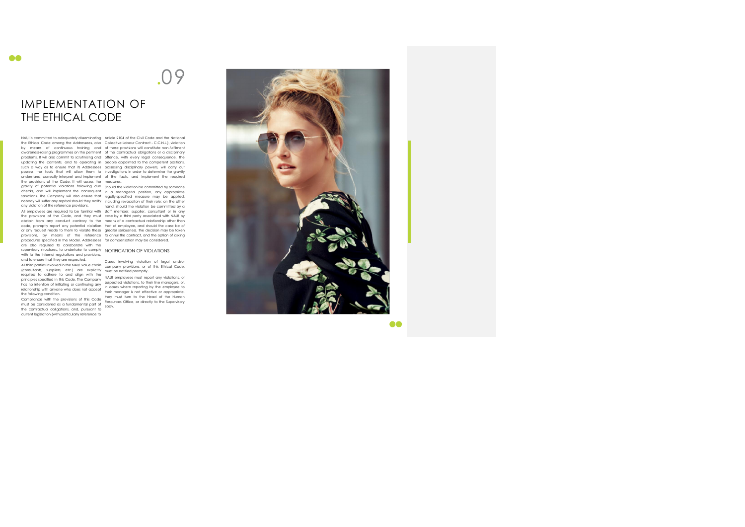## .09

# IMPLEMENTATION OF THE ETHICAL CODE

NAUI is committed to adequately disseminating the Ethical Code among the Addressees, also by means of continuous training and awareness-raising programmes on the pertinent problems. It will also commit to scrutinising and updating the contents, and to operating in such a way as to ensure that its Addressees possess the tools that will allow them to understand, correctly interpret and implement the provisions of the Code. It will assess the gravity of potential violations following due checks, and will implement the consequent sanctions. The Company will also ensure that nobody will suffer any reprisal should they notify any violation of the reference provisions.

All employees are required to be familiar with the provisions of the Code, and they must abstain from any conduct contrary to the code, promptly report any potential violation or any request made to them to violate these provisions, by means of the reference procedures specified in the Model. Addressees are also required to collaborate with the supervisory structures, to undertake to comply with to the internal regulations and provisions, and to ensure that they are respected.

All third parties involved in the NAUI value chain (consultants, suppliers, etc.) are explicitly required to adhere to and align with the principles specified in this Code. The Company has no intention of initiating or continuing any relationship with anyone who does not accept the following condition.

Compliance with the provisions of this Code must be considered as a fundamental part of the contractual obligations, and, pursuant to current legislation (with particularly reference to Article 2104 of the Civil Code and the National Collective Labour Contract - C.C.N.L.), violation of these provisions will constitute non-fulfilment of the contractual obligations or a disciplinary offence, with every legal consequence. The people appointed to the competent positions, possessing disciplinary powers, will carry out investigations in order to determine the gravity of the facts, and implement the required measures.

Should the violation be committed by someone in a managerial position, any appropriate legally-specified measure may be applied, including revocation of their role: on the other hand, should the violation be committed by a staff member, supplier, consultant or in any case by a third party associated with NAUI by means of a contractual relationship other than that of employee, and should the case be of greater seriousness, the decision may be taken to annul the contract, and the option of asking for compensation may be considered.

## NOTIFICATION OF VIOLATIONS

Cases involving violation of legal and/or company provisions, or of this Ethical Code, must be notified promptly.

NAUI employees must report any violations, or suspected violations, to their line managers, or, in cases where reporting by the employee to their manager is not effective or appropriate, they must turn to the Head of the Human Resources Office, or directly to the Supervisory Body.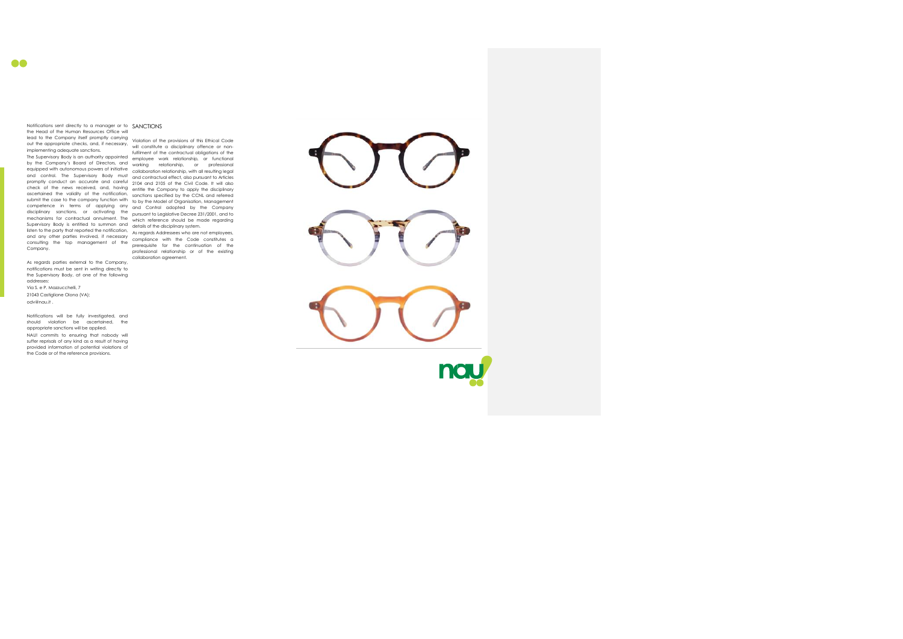Notifications sent directly to a manager or to the Head of the Human Resources Office will lead to the Company itself promptly carrying out the appropriate checks, and, if necessary, implementing adequate sanctions.

The Supervisory Body is an authority appointed by the Company's Board of Directors, and equipped with autonomous powers of initiative and control. The Supervisory Body must promptly conduct an accurate and careful check of the news received, and, having ascertained the validity of the notification, submit the case to the company function with competence in terms of applying any disciplinary sanctions, or activating the mechanisms for contractual annulment. The Supervisory Body is entitled to summon and listen to the party that reported the notification, and any other parties involved, if necessary consulting the top management of the Company.

As regards parties external to the Company, notifications must be sent in writing directly to the Supervisory Body, at one of the following addresses:

Via S. e P. Mazzucchelli, 7

21043 Castiglione Olona (VA);

odv@nau.it .

Notifications will be fully investigated, and should violation be ascertained, the appropriate sanctions will be applied.

NAU! commits to ensuring that nobody will suffer reprisals of any kind as a result of having provided information of potential violations of the Code or of the reference provisions.

## SANCTIONS

Violation of the provisions of this Ethical Code will constitute a disciplinary offence or non-fulfilment of the contractual obligations of the employee work relationship, or functional working relationship, or professional collaboration relationship, with all resulting legal and contractual effect, also pursuant to Articles 2104 and 2105 of the Civil Code. It will also entitle the Company to apply the disciplinary sanctions specified by the CCNL and referred to by the Model of Organisation, Management and Control adopted by the Company pursuant to Legislative Decree 231/2001, and to which reference should be made regarding details of the disciplinary system.

As regards Addressees who are not employees, compliance with the Code constitutes a prerequisite for the continuation of the professional relationship or of the existing collaboration agreement.

nau!